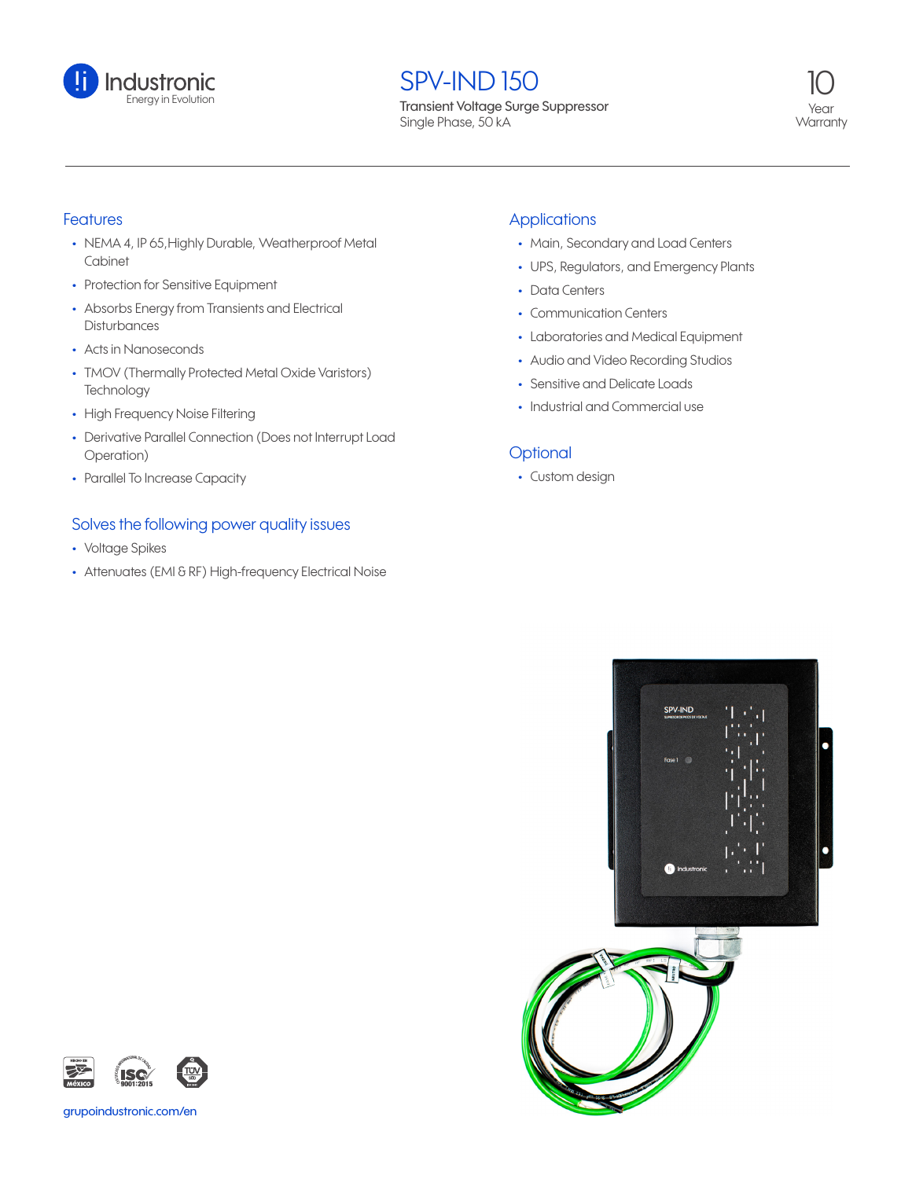Industronic
Energy in Evolution

# SPV-IND 150

Transient Voltage Surge Suppressor
Single Phase, 50 kA

10 Year Warranty

## Features

- NEMA 4, IP 65,Highly Durable, Weatherproof Metal Cabinet
- Protection for Sensitive Equipment
- Absorbs Energy from Transients and Electrical Disturbances
- Acts in Nanoseconds
- TMOV (Thermally Protected Metal Oxide Varistors) Technology
- High Frequency Noise Filtering
- Derivative Parallel Connection (Does not Interrupt Load Operation)
- Parallel To Increase Capacity

## Solves the following power quality issues

- Voltage Spikes
- Attenuates (EMI & RF) High-frequency Electrical Noise

## Applications

- Main, Secondary and Load Centers
- UPS, Regulators, and Emergency Plants
- Data Centers
- Communication Centers
- Laboratories and Medical Equipment
- Audio and Video Recording Studios
- Sensitive and Delicate Loads
- Industrial and Commercial use

## Optional

- Custom design

grupoindustronic.com/en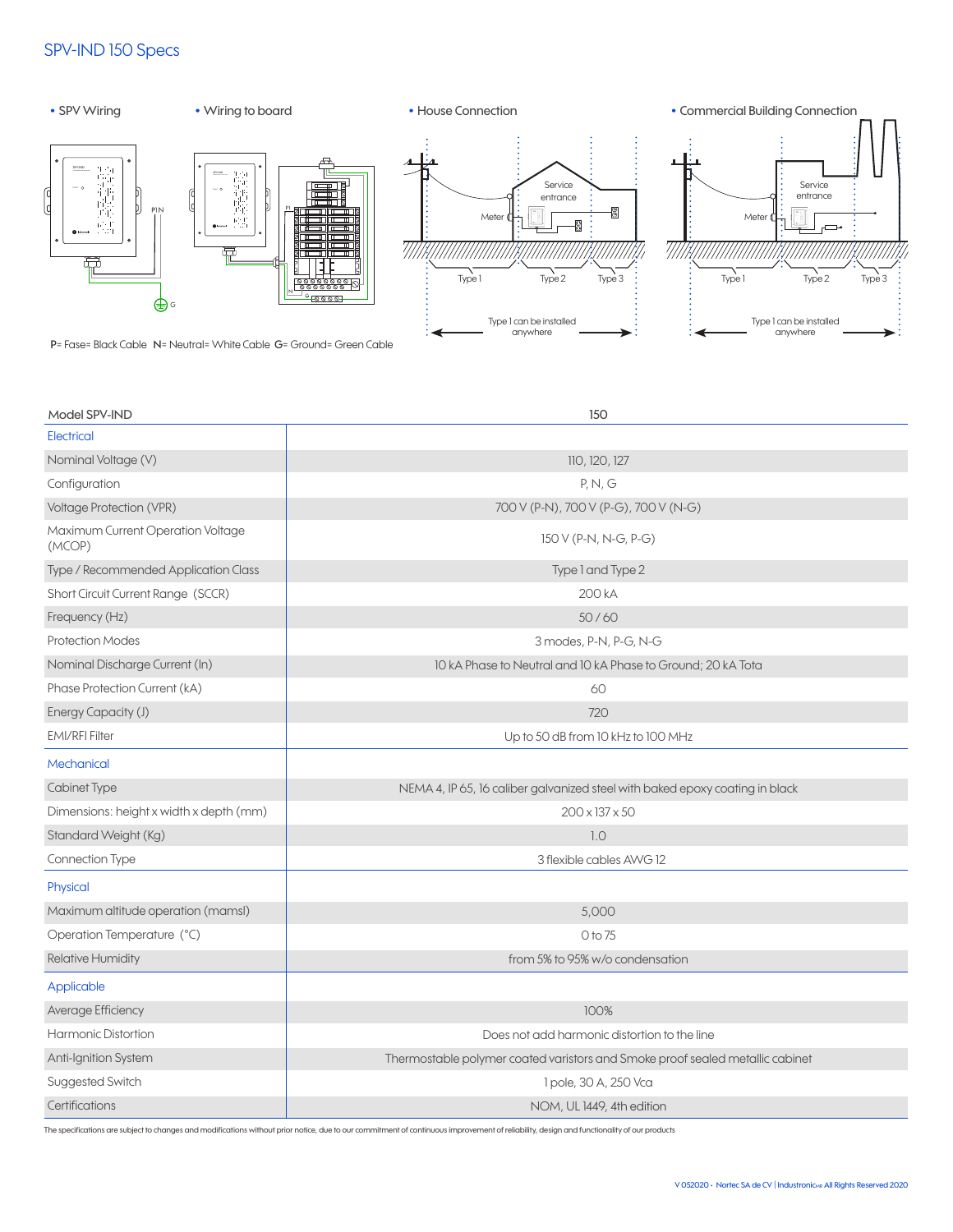# SPV-IND 150 Specs

- SPV Wiring
- Wiring to board
- House Connection
- Commercial Building Connection

P= Fase= Black Cable N= Neutral= White Cable G= Ground= Green Cable

Service entrance

Meter

Type 1

Type 2

Type 3

Type 1 can be installed anywhere

| Model SPV-IND | 150 |
|---|---|
| **Electrical** | |
| Nominal Voltage (V) | 110, 120, 127 |
| Configuration | P, N, G |
| Voltage Protection (VPR) | 700 V (P-N), 700 V (P-G), 700 V (N-G) |
| Maximum Current Operation Voltage (MCOP) | 150 V (P-N, N-G, P-G) |
| Type / Recommended Application Class | Type 1 and Type 2 |
| Short Circuit Current Range (SCCR) | 200 kA |
| Frequency (Hz) | 50 / 60 |
| Protection Modes | 3 modes, P-N, P-G, N-G |
| Nominal Discharge Current (In) | 10 kA Phase to Neutral and 10 kA Phase to Ground; 20 kA Tota |
| Phase Protection Current (kA) | 60 |
| Energy Capacity (J) | 720 |
| EMI/RFI Filter | Up to 50 dB from 10 kHz to 100 MHz |
| **Mechanical** | |
| Cabinet Type | NEMA 4, IP 65, 16 caliber galvanized steel with baked epoxy coating in black |
| Dimensions: height x width x depth (mm) | 200 x 137 x 50 |
| Standard Weight (Kg) | 1.0 |
| Connection Type | 3 flexible cables AWG 12 |
| **Physical** | |
| Maximum altitude operation (mamsl) | 5,000 |
| Operation Temperature (°C) | 0 to 75 |
| Relative Humidity | from 5% to 95% w/o condensation |
| **Applicable** | |
| Average Efficiency | 100% |
| Harmonic Distortion | Does not add harmonic distortion to the line |
| Anti-Ignition System | Thermostable polymer coated varistors and Smoke proof sealed metallic cabinet |
| Suggested Switch | 1 pole, 30 A, 250 Vca |
| Certifications | NOM, UL 1449, 4th edition |

The specifications are subject to changes and modifications without prior notice, due to our commitment of continuous improvement of reliability, design and functionality of our products

V 052020 · Nortec SA de CV | Industronic® All Rights Reserved 2020